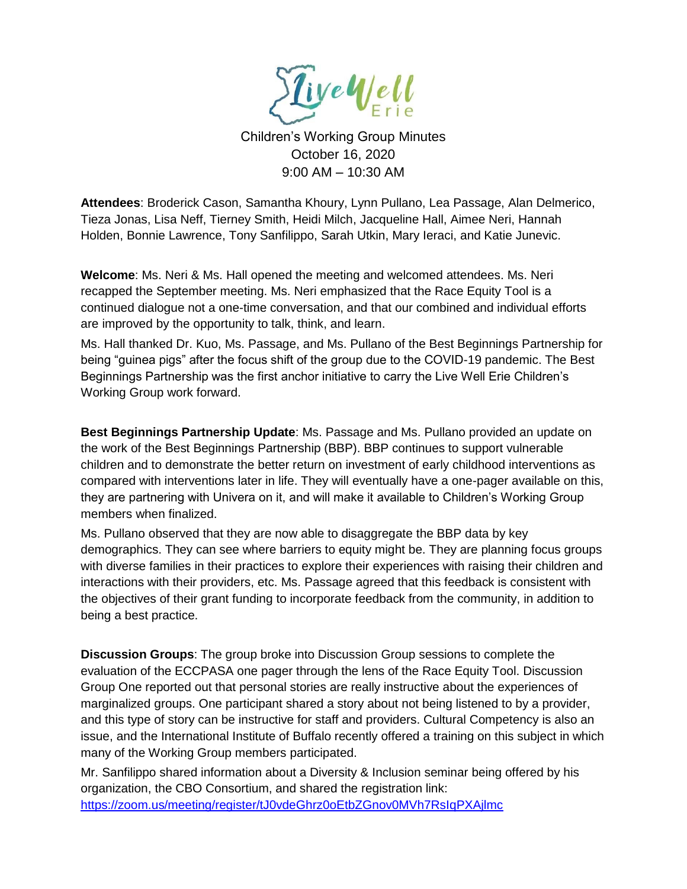Children's Working Group Minutes
October 16, 2020
9:00 AM – 10:30 AM

**Attendees**: Broderick Cason, Samantha Khoury, Lynn Pullano, Lea Passage, Alan Delmerico, Tieza Jonas, Lisa Neff, Tierney Smith, Heidi Milch, Jacqueline Hall, Aimee Neri, Hannah Holden, Bonnie Lawrence, Tony Sanfilippo, Sarah Utkin, Mary Ieraci, and Katie Junevic.

**Welcome**: Ms. Neri & Ms. Hall opened the meeting and welcomed attendees. Ms. Neri recapped the September meeting. Ms. Neri emphasized that the Race Equity Tool is a continued dialogue not a one-time conversation, and that our combined and individual efforts are improved by the opportunity to talk, think, and learn.

Ms. Hall thanked Dr. Kuo, Ms. Passage, and Ms. Pullano of the Best Beginnings Partnership for being "guinea pigs" after the focus shift of the group due to the COVID-19 pandemic. The Best Beginnings Partnership was the first anchor initiative to carry the Live Well Erie Children's Working Group work forward.

**Best Beginnings Partnership Update**: Ms. Passage and Ms. Pullano provided an update on the work of the Best Beginnings Partnership (BBP). BBP continues to support vulnerable children and to demonstrate the better return on investment of early childhood interventions as compared with interventions later in life. They will eventually have a one-pager available on this, they are partnering with Univera on it, and will make it available to Children's Working Group members when finalized.

Ms. Pullano observed that they are now able to disaggregate the BBP data by key demographics. They can see where barriers to equity might be. They are planning focus groups with diverse families in their practices to explore their experiences with raising their children and interactions with their providers, etc. Ms. Passage agreed that this feedback is consistent with the objectives of their grant funding to incorporate feedback from the community, in addition to being a best practice.

**Discussion Groups**: The group broke into Discussion Group sessions to complete the evaluation of the ECCPASA one pager through the lens of the Race Equity Tool. Discussion Group One reported out that personal stories are really instructive about the experiences of marginalized groups. One participant shared a story about not being listened to by a provider, and this type of story can be instructive for staff and providers. Cultural Competency is also an issue, and the International Institute of Buffalo recently offered a training on this subject in which many of the Working Group members participated.

Mr. Sanfilippo shared information about a Diversity & Inclusion seminar being offered by his organization, the CBO Consortium, and shared the registration link: https://zoom.us/meeting/register/tJ0vdeGhrz0oEtbZGnov0MVh7RsIqPXAjlmc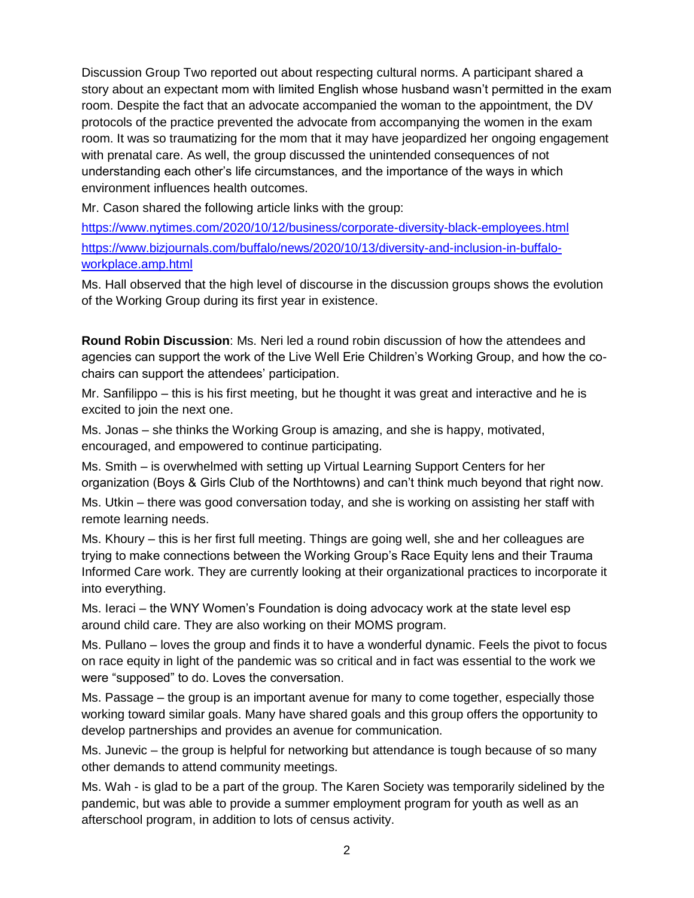Discussion Group Two reported out about respecting cultural norms. A participant shared a story about an expectant mom with limited English whose husband wasn't permitted in the exam room. Despite the fact that an advocate accompanied the woman to the appointment, the DV protocols of the practice prevented the advocate from accompanying the women in the exam room. It was so traumatizing for the mom that it may have jeopardized her ongoing engagement with prenatal care. As well, the group discussed the unintended consequences of not understanding each other's life circumstances, and the importance of the ways in which environment influences health outcomes.

Mr. Cason shared the following article links with the group:

https://www.nytimes.com/2020/10/12/business/corporate-diversity-black-employees.html

https://www.bizjournals.com/buffalo/news/2020/10/13/diversity-and-inclusion-in-buffalo-workplace.amp.html

Ms. Hall observed that the high level of discourse in the discussion groups shows the evolution of the Working Group during its first year in existence.

**Round Robin Discussion**: Ms. Neri led a round robin discussion of how the attendees and agencies can support the work of the Live Well Erie Children's Working Group, and how the co-chairs can support the attendees' participation.

Mr. Sanfilippo – this is his first meeting, but he thought it was great and interactive and he is excited to join the next one.

Ms. Jonas – she thinks the Working Group is amazing, and she is happy, motivated, encouraged, and empowered to continue participating.

Ms. Smith – is overwhelmed with setting up Virtual Learning Support Centers for her organization (Boys & Girls Club of the Northtowns) and can't think much beyond that right now.

Ms. Utkin – there was good conversation today, and she is working on assisting her staff with remote learning needs.

Ms. Khoury – this is her first full meeting. Things are going well, she and her colleagues are trying to make connections between the Working Group's Race Equity lens and their Trauma Informed Care work. They are currently looking at their organizational practices to incorporate it into everything.

Ms. Ieraci – the WNY Women's Foundation is doing advocacy work at the state level esp around child care. They are also working on their MOMS program.

Ms. Pullano – loves the group and finds it to have a wonderful dynamic. Feels the pivot to focus on race equity in light of the pandemic was so critical and in fact was essential to the work we were "supposed" to do. Loves the conversation.

Ms. Passage – the group is an important avenue for many to come together, especially those working toward similar goals. Many have shared goals and this group offers the opportunity to develop partnerships and provides an avenue for communication.

Ms. Junevic – the group is helpful for networking but attendance is tough because of so many other demands to attend community meetings.

Ms. Wah - is glad to be a part of the group. The Karen Society was temporarily sidelined by the pandemic, but was able to provide a summer employment program for youth as well as an afterschool program, in addition to lots of census activity.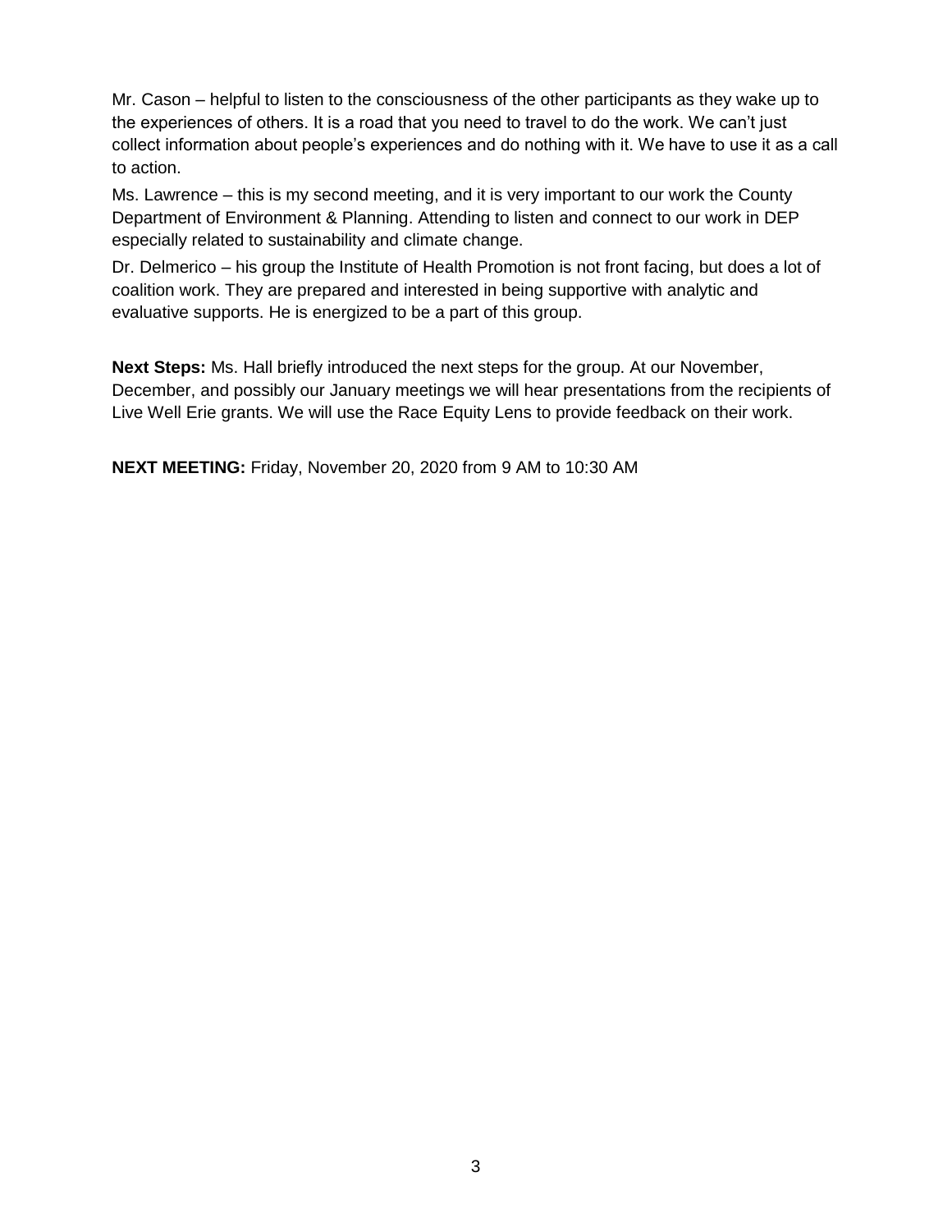Mr. Cason – helpful to listen to the consciousness of the other participants as they wake up to the experiences of others. It is a road that you need to travel to do the work. We can't just collect information about people's experiences and do nothing with it. We have to use it as a call to action.

Ms. Lawrence – this is my second meeting, and it is very important to our work the County Department of Environment & Planning. Attending to listen and connect to our work in DEP especially related to sustainability and climate change.

Dr. Delmerico – his group the Institute of Health Promotion is not front facing, but does a lot of coalition work. They are prepared and interested in being supportive with analytic and evaluative supports. He is energized to be a part of this group.

**Next Steps:** Ms. Hall briefly introduced the next steps for the group. At our November, December, and possibly our January meetings we will hear presentations from the recipients of Live Well Erie grants. We will use the Race Equity Lens to provide feedback on their work.

**NEXT MEETING:** Friday, November 20, 2020 from 9 AM to 10:30 AM